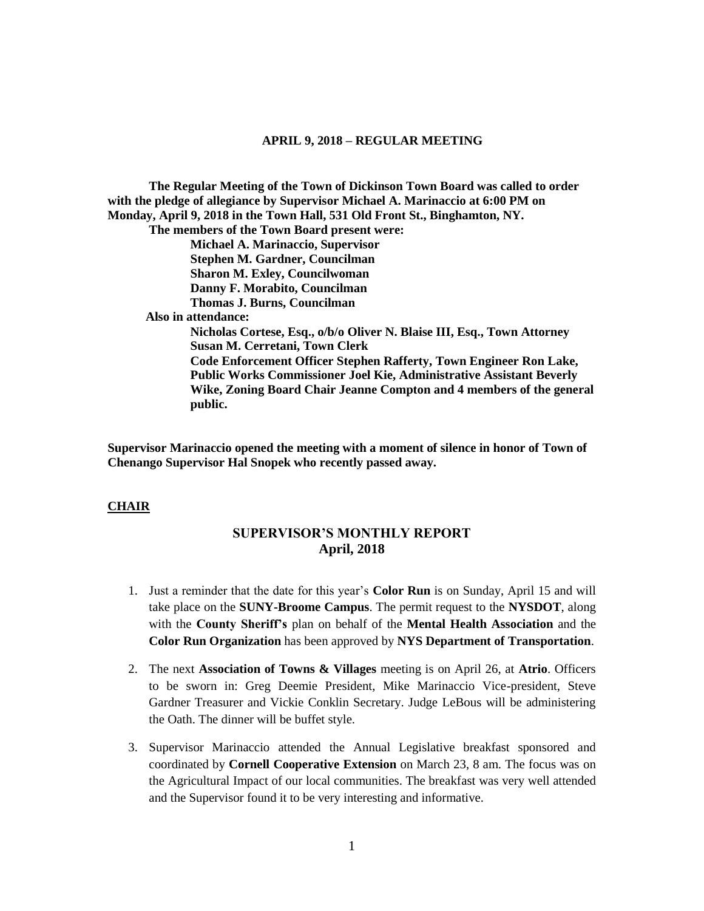**APRIL 9, 2018 – REGULAR MEETING**

**The Regular Meeting of the Town of Dickinson Town Board was called to order with the pledge of allegiance by Supervisor Michael A. Marinaccio at 6:00 PM on Monday, April 9, 2018 in the Town Hall, 531 Old Front St., Binghamton, NY.**

**The members of the Town Board present were:**

**Michael A. Marinaccio, Supervisor**
**Stephen M. Gardner, Councilman**
**Sharon M. Exley, Councilwoman**
**Danny F. Morabito, Councilman**
**Thomas J. Burns, Councilman**

**Also in attendance:**

**Nicholas Cortese, Esq., o/b/o Oliver N. Blaise III, Esq., Town Attorney**
**Susan M. Cerretani, Town Clerk**
**Code Enforcement Officer Stephen Rafferty, Town Engineer Ron Lake, Public Works Commissioner Joel Kie, Administrative Assistant Beverly Wike, Zoning Board Chair Jeanne Compton and 4 members of the general public.**

**Supervisor Marinaccio opened the meeting with a moment of silence in honor of Town of Chenango Supervisor Hal Snopek who recently passed away.**

**CHAIR**

## SUPERVISOR'S MONTHLY REPORT
## April, 2018

1. Just a reminder that the date for this year's **Color Run** is on Sunday, April 15 and will take place on the **SUNY-Broome Campus**. The permit request to the **NYSDOT**, along with the **County Sheriff's** plan on behalf of the **Mental Health Association** and the **Color Run Organization** has been approved by **NYS Department of Transportation**.
2. The next **Association of Towns & Villages** meeting is on April 26, at **Atrio**. Officers to be sworn in: Greg Deemie President, Mike Marinaccio Vice-president, Steve Gardner Treasurer and Vickie Conklin Secretary. Judge LeBous will be administering the Oath. The dinner will be buffet style.
3. Supervisor Marinaccio attended the Annual Legislative breakfast sponsored and coordinated by **Cornell Cooperative Extension** on March 23, 8 am. The focus was on the Agricultural Impact of our local communities. The breakfast was very well attended and the Supervisor found it to be very interesting and informative.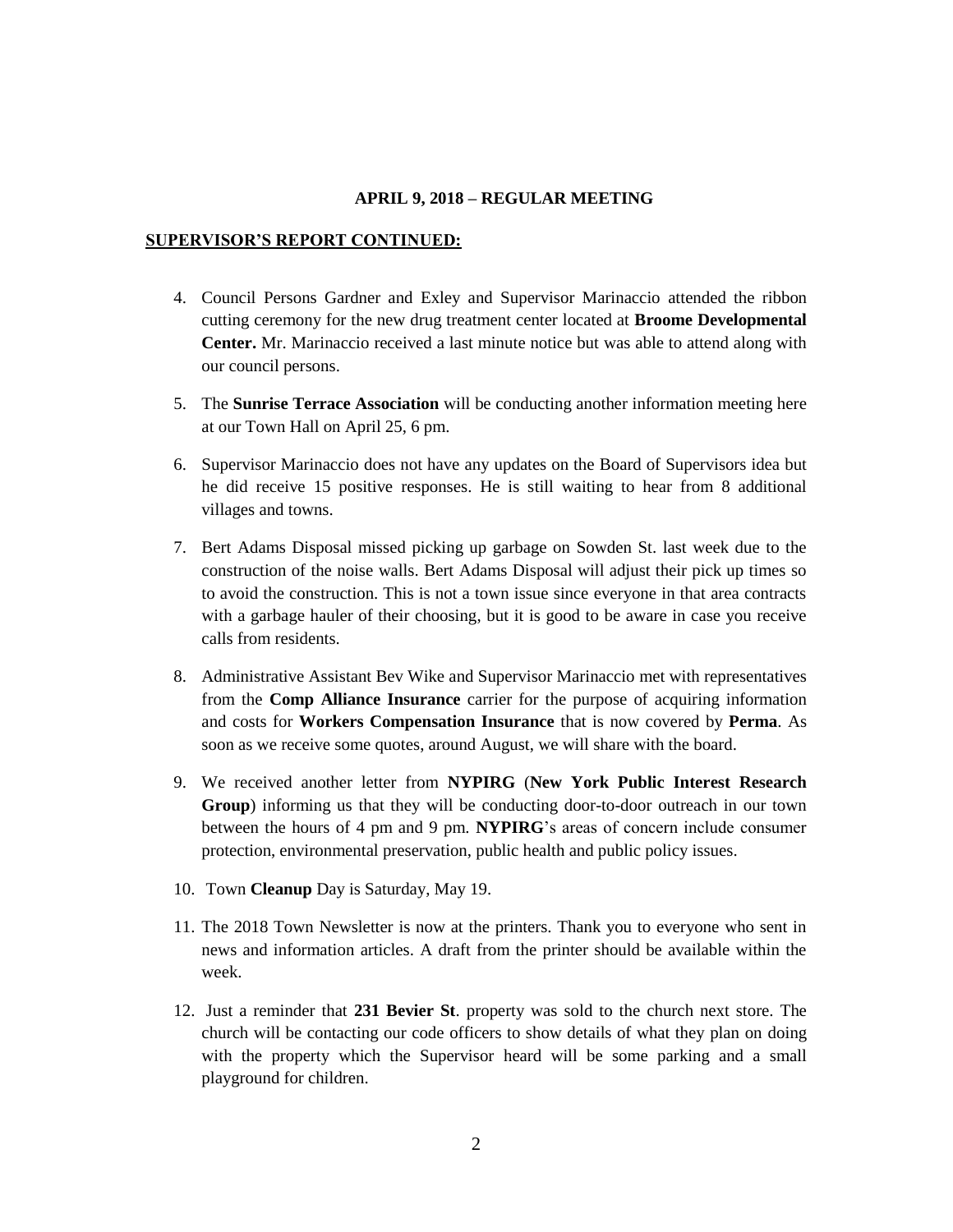**APRIL 9, 2018 – REGULAR MEETING**

**SUPERVISOR'S REPORT CONTINUED:**

4. Council Persons Gardner and Exley and Supervisor Marinaccio attended the ribbon cutting ceremony for the new drug treatment center located at **Broome Developmental Center.** Mr. Marinaccio received a last minute notice but was able to attend along with our council persons.
5. The **Sunrise Terrace Association** will be conducting another information meeting here at our Town Hall on April 25, 6 pm.
6. Supervisor Marinaccio does not have any updates on the Board of Supervisors idea but he did receive 15 positive responses. He is still waiting to hear from 8 additional villages and towns.
7. Bert Adams Disposal missed picking up garbage on Sowden St. last week due to the construction of the noise walls. Bert Adams Disposal will adjust their pick up times so to avoid the construction. This is not a town issue since everyone in that area contracts with a garbage hauler of their choosing, but it is good to be aware in case you receive calls from residents.
8. Administrative Assistant Bev Wike and Supervisor Marinaccio met with representatives from the **Comp Alliance Insurance** carrier for the purpose of acquiring information and costs for **Workers Compensation Insurance** that is now covered by **Perma**. As soon as we receive some quotes, around August, we will share with the board.
9. We received another letter from **NYPIRG** (**New York Public Interest Research Group**) informing us that they will be conducting door-to-door outreach in our town between the hours of 4 pm and 9 pm. **NYPIRG**'s areas of concern include consumer protection, environmental preservation, public health and public policy issues.
10. Town **Cleanup** Day is Saturday, May 19.
11. The 2018 Town Newsletter is now at the printers. Thank you to everyone who sent in news and information articles. A draft from the printer should be available within the week.
12. Just a reminder that **231 Bevier St**. property was sold to the church next store. The church will be contacting our code officers to show details of what they plan on doing with the property which the Supervisor heard will be some parking and a small playground for children.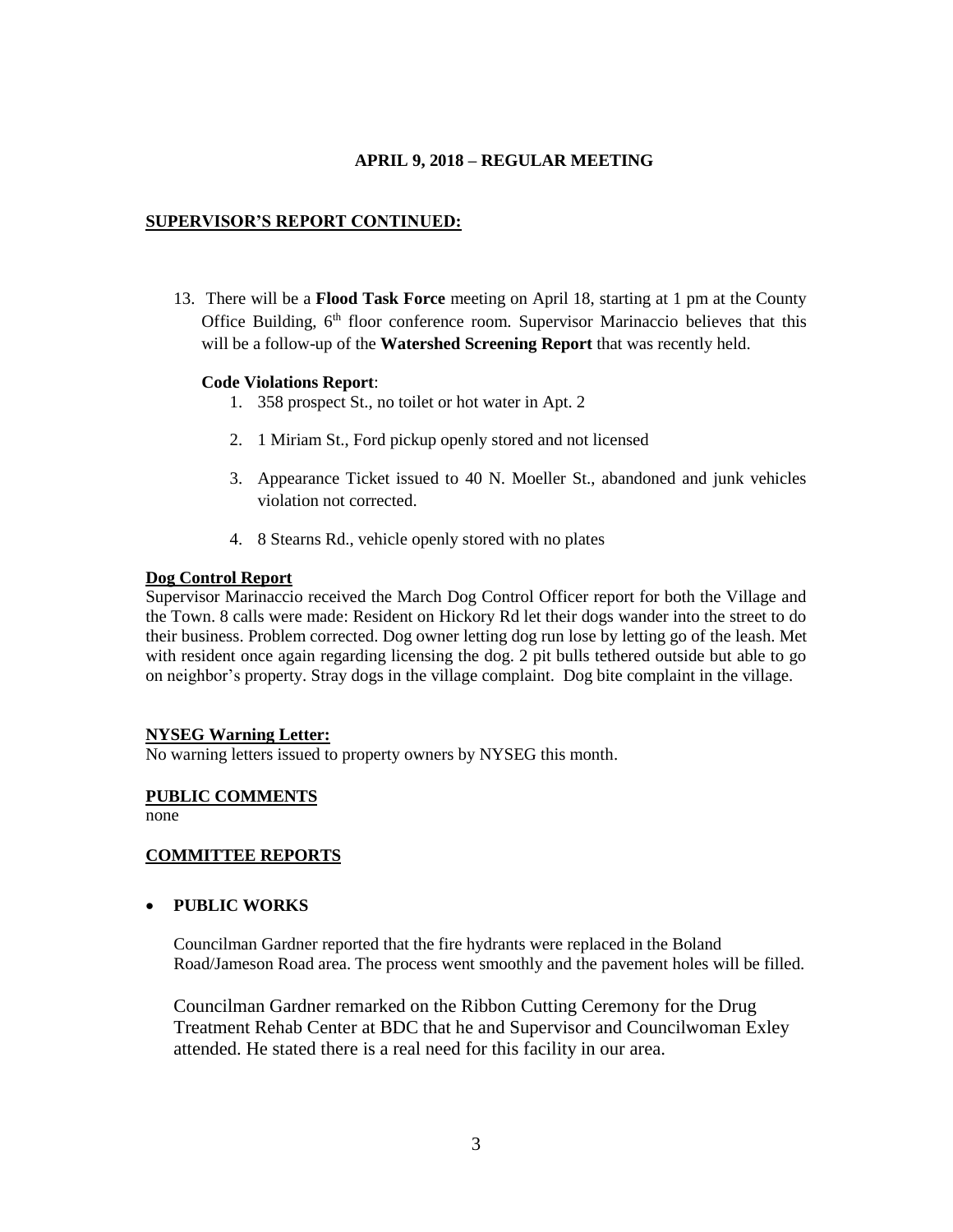**APRIL 9, 2018 – REGULAR MEETING**

**SUPERVISOR'S REPORT CONTINUED:**

13. There will be a **Flood Task Force** meeting on April 18, starting at 1 pm at the County Office Building, 6th floor conference room. Supervisor Marinaccio believes that this will be a follow-up of the **Watershed Screening Report** that was recently held.

**Code Violations Report**:

1. 358 prospect St., no toilet or hot water in Apt. 2
2. 1 Miriam St., Ford pickup openly stored and not licensed
3. Appearance Ticket issued to 40 N. Moeller St., abandoned and junk vehicles violation not corrected.
4. 8 Stearns Rd., vehicle openly stored with no plates

**Dog Control Report**

Supervisor Marinaccio received the March Dog Control Officer report for both the Village and the Town. 8 calls were made: Resident on Hickory Rd let their dogs wander into the street to do their business. Problem corrected. Dog owner letting dog run lose by letting go of the leash. Met with resident once again regarding licensing the dog. 2 pit bulls tethered outside but able to go on neighbor's property. Stray dogs in the village complaint. Dog bite complaint in the village.

**NYSEG Warning Letter:**

No warning letters issued to property owners by NYSEG this month.

**PUBLIC COMMENTS**

none

**COMMITTEE REPORTS**

- **PUBLIC WORKS**

Councilman Gardner reported that the fire hydrants were replaced in the Boland Road/Jameson Road area. The process went smoothly and the pavement holes will be filled.

Councilman Gardner remarked on the Ribbon Cutting Ceremony for the Drug Treatment Rehab Center at BDC that he and Supervisor and Councilwoman Exley attended. He stated there is a real need for this facility in our area.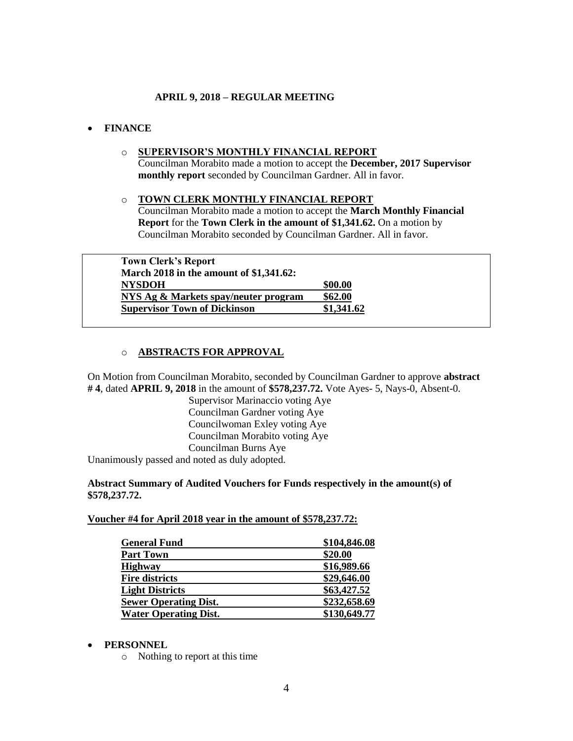## APRIL 9, 2018 – REGULAR MEETING

- **FINANCE**
  - **SUPERVISOR'S MONTHLY FINANCIAL REPORT**
    Councilman Morabito made a motion to accept the **December, 2017 Supervisor monthly report** seconded by Councilman Gardner. All in favor.
  - **TOWN CLERK MONTHLY FINANCIAL REPORT**
    Councilman Morabito made a motion to accept the **March Monthly Financial Report** for the **Town Clerk in the amount of $1,341.62.** On a motion by Councilman Morabito seconded by Councilman Gardner. All in favor.

| **Town Clerk's Report March 2018 in the amount of $1,341.62:** | |
|---|---|
| **NYSDOH** | **$00.00** |
| **NYS Ag & Markets spay/neuter program** | **$62.00** |
| **Supervisor Town of Dickinson** | **$1,341.62** |

  - **ABSTRACTS FOR APPROVAL**

On Motion from Councilman Morabito, seconded by Councilman Gardner to approve **abstract # 4**, dated **APRIL 9, 2018** in the amount of **$578,237.72.** Vote Ayes- 5, Nays-0, Absent-0.

Supervisor Marinaccio voting Aye
Councilman Gardner voting Aye
Councilwoman Exley voting Aye
Councilman Morabito voting Aye
Councilman Burns Aye

Unanimously passed and noted as duly adopted.

**Abstract Summary of Audited Vouchers for Funds respectively in the amount(s) of $578,237.72.**

**Voucher #4 for April 2018 year in the amount of $578,237.72:**

| | |
|---|---|
| **General Fund** | **$104,846.08** |
| **Part Town** | **$20.00** |
| **Highway** | **$16,989.66** |
| **Fire districts** | **$29,646.00** |
| **Light Districts** | **$63,427.52** |
| **Sewer Operating Dist.** | **$232,658.69** |
| **Water Operating Dist.** | **$130,649.77** |

- **PERSONNEL**
  - Nothing to report at this time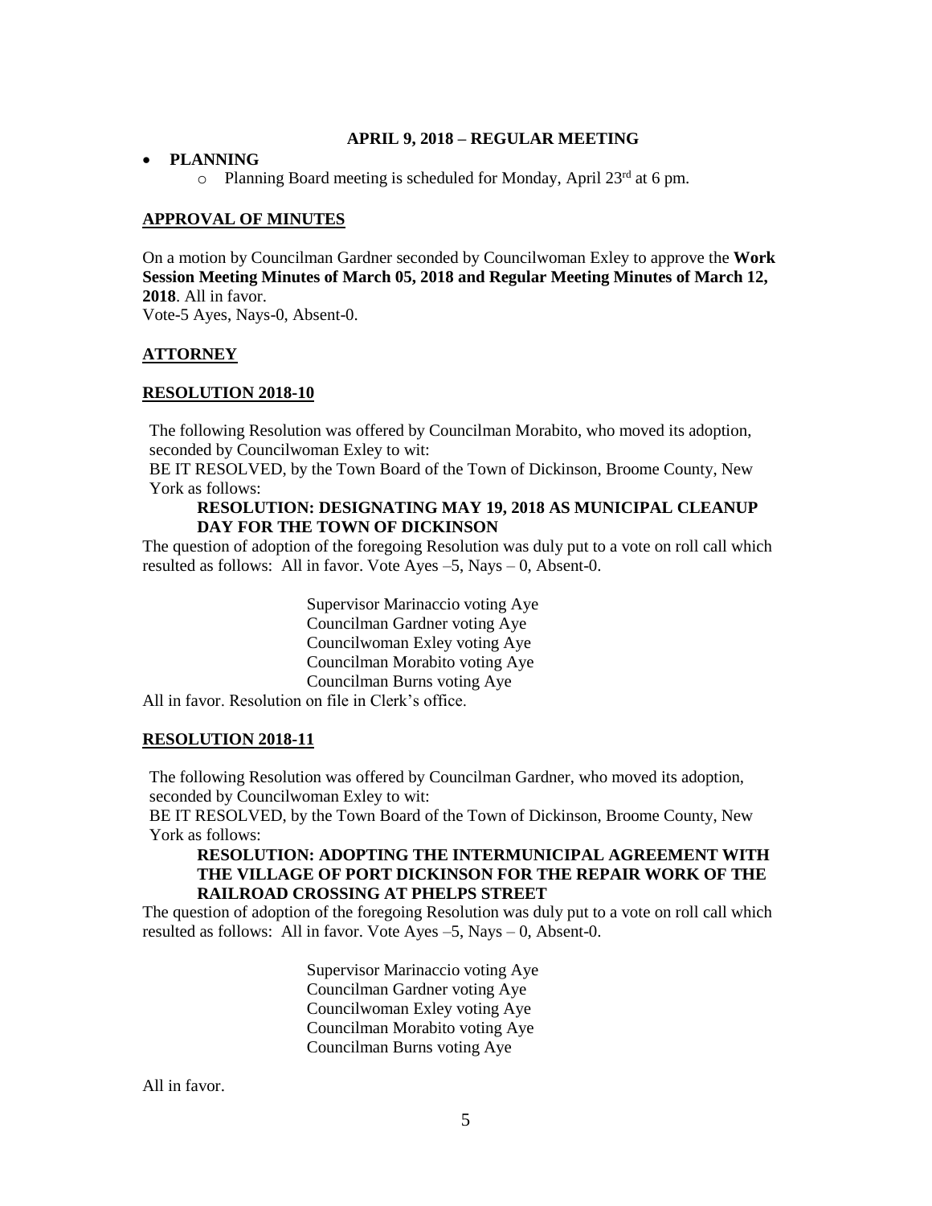**APRIL 9, 2018 – REGULAR MEETING**

- **PLANNING**
  - Planning Board meeting is scheduled for Monday, April 23rd at 6 pm.

**APPROVAL OF MINUTES**

On a motion by Councilman Gardner seconded by Councilwoman Exley to approve the **Work Session Meeting Minutes of March 05, 2018 and Regular Meeting Minutes of March 12, 2018**. All in favor.
Vote-5 Ayes, Nays-0, Absent-0.

**ATTORNEY**

**RESOLUTION 2018-10**

The following Resolution was offered by Councilman Morabito, who moved its adoption, seconded by Councilwoman Exley to wit:
BE IT RESOLVED, by the Town Board of the Town of Dickinson, Broome County, New York as follows:

**RESOLUTION: DESIGNATING MAY 19, 2018 AS MUNICIPAL CLEANUP DAY FOR THE TOWN OF DICKINSON**

The question of adoption of the foregoing Resolution was duly put to a vote on roll call which resulted as follows: All in favor. Vote Ayes –5, Nays – 0, Absent-0.

Supervisor Marinaccio voting Aye
Councilman Gardner voting Aye
Councilwoman Exley voting Aye
Councilman Morabito voting Aye
Councilman Burns voting Aye

All in favor. Resolution on file in Clerk's office.

**RESOLUTION 2018-11**

The following Resolution was offered by Councilman Gardner, who moved its adoption, seconded by Councilwoman Exley to wit:
BE IT RESOLVED, by the Town Board of the Town of Dickinson, Broome County, New York as follows:

**RESOLUTION: ADOPTING THE INTERMUNICIPAL AGREEMENT WITH THE VILLAGE OF PORT DICKINSON FOR THE REPAIR WORK OF THE RAILROAD CROSSING AT PHELPS STREET**

The question of adoption of the foregoing Resolution was duly put to a vote on roll call which resulted as follows: All in favor. Vote Ayes –5, Nays – 0, Absent-0.

Supervisor Marinaccio voting Aye
Councilman Gardner voting Aye
Councilwoman Exley voting Aye
Councilman Morabito voting Aye
Councilman Burns voting Aye

All in favor.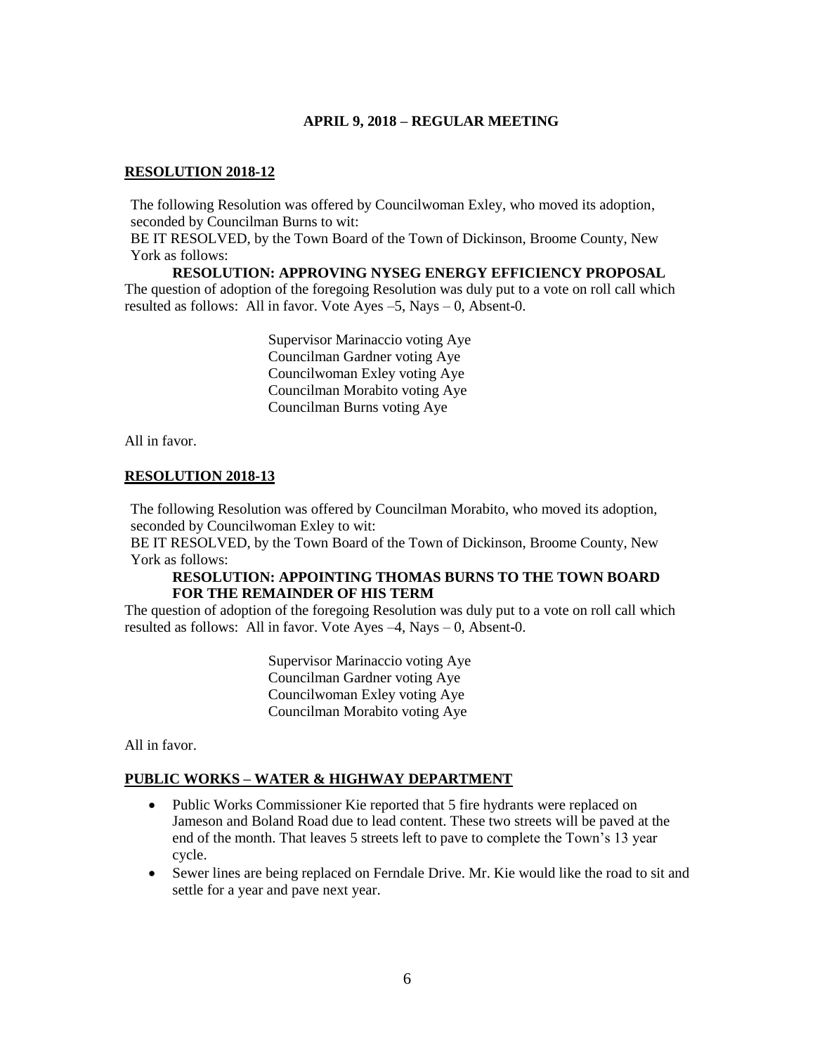**APRIL 9, 2018 – REGULAR MEETING**

**RESOLUTION 2018-12**

The following Resolution was offered by Councilwoman Exley, who moved its adoption, seconded by Councilman Burns to wit:

BE IT RESOLVED, by the Town Board of the Town of Dickinson, Broome County, New York as follows:

**RESOLUTION: APPROVING NYSEG ENERGY EFFICIENCY PROPOSAL**

The question of adoption of the foregoing Resolution was duly put to a vote on roll call which resulted as follows: All in favor. Vote Ayes –5, Nays – 0, Absent-0.

Supervisor Marinaccio voting Aye
Councilman Gardner voting Aye
Councilwoman Exley voting Aye
Councilman Morabito voting Aye
Councilman Burns voting Aye

All in favor.

**RESOLUTION 2018-13**

The following Resolution was offered by Councilman Morabito, who moved its adoption, seconded by Councilwoman Exley to wit:

BE IT RESOLVED, by the Town Board of the Town of Dickinson, Broome County, New York as follows:

**RESOLUTION: APPOINTING THOMAS BURNS TO THE TOWN BOARD FOR THE REMAINDER OF HIS TERM**

The question of adoption of the foregoing Resolution was duly put to a vote on roll call which resulted as follows: All in favor. Vote Ayes –4, Nays – 0, Absent-0.

Supervisor Marinaccio voting Aye
Councilman Gardner voting Aye
Councilwoman Exley voting Aye
Councilman Morabito voting Aye

All in favor.

**PUBLIC WORKS – WATER & HIGHWAY DEPARTMENT**

- Public Works Commissioner Kie reported that 5 fire hydrants were replaced on Jameson and Boland Road due to lead content. These two streets will be paved at the end of the month. That leaves 5 streets left to pave to complete the Town's 13 year cycle.
- Sewer lines are being replaced on Ferndale Drive. Mr. Kie would like the road to sit and settle for a year and pave next year.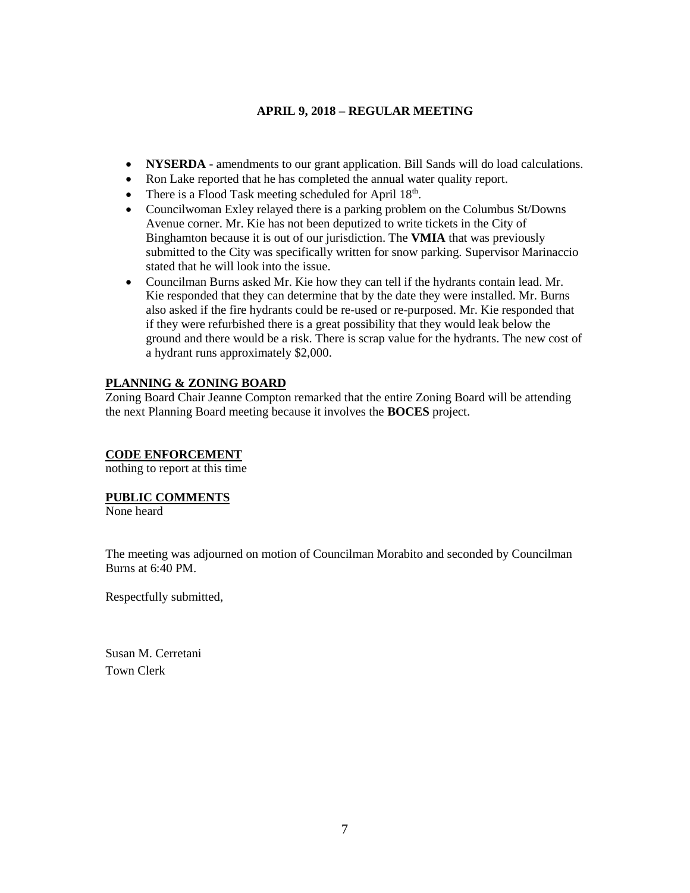**APRIL 9, 2018 – REGULAR MEETING**

- **NYSERDA** - amendments to our grant application. Bill Sands will do load calculations.
- Ron Lake reported that he has completed the annual water quality report.
- There is a Flood Task meeting scheduled for April 18th.
- Councilwoman Exley relayed there is a parking problem on the Columbus St/Downs Avenue corner. Mr. Kie has not been deputized to write tickets in the City of Binghamton because it is out of our jurisdiction. The **VMIA** that was previously submitted to the City was specifically written for snow parking. Supervisor Marinaccio stated that he will look into the issue.
- Councilman Burns asked Mr. Kie how they can tell if the hydrants contain lead. Mr. Kie responded that they can determine that by the date they were installed. Mr. Burns also asked if the fire hydrants could be re-used or re-purposed. Mr. Kie responded that if they were refurbished there is a great possibility that they would leak below the ground and there would be a risk. There is scrap value for the hydrants. The new cost of a hydrant runs approximately $2,000.

**PLANNING & ZONING BOARD**

Zoning Board Chair Jeanne Compton remarked that the entire Zoning Board will be attending the next Planning Board meeting because it involves the **BOCES** project.

**CODE ENFORCEMENT**

nothing to report at this time

**PUBLIC COMMENTS**

None heard

The meeting was adjourned on motion of Councilman Morabito and seconded by Councilman Burns at 6:40 PM.

Respectfully submitted,

Susan M. Cerretani
Town Clerk